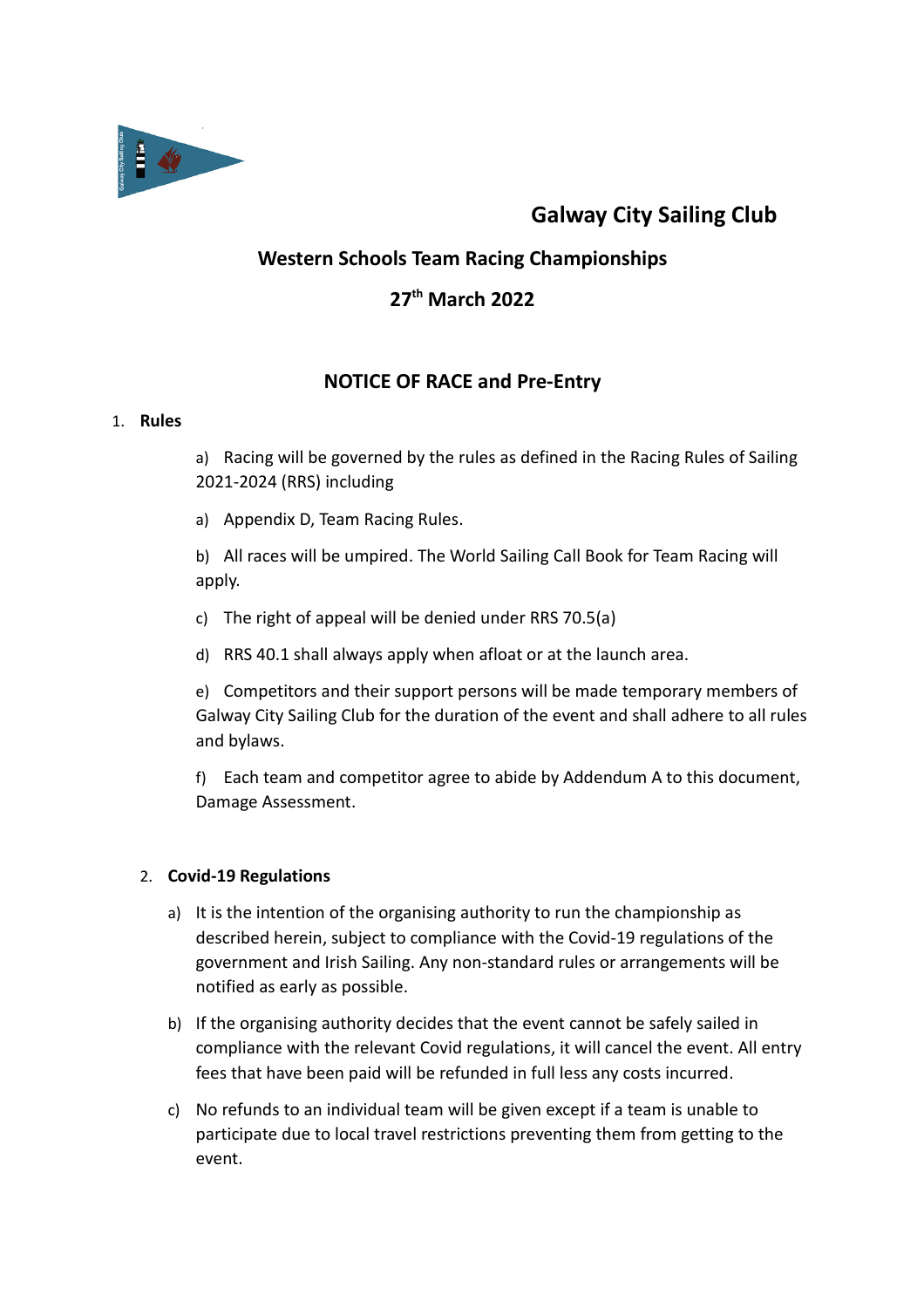# Galway City Sailing Club

## Western Schools Team Racing Championships

## 27th March 2022

## NOTICE OF RACE and Pre-Entry

1. **Rules**

    a) Racing will be governed by the rules as defined in the Racing Rules of Sailing 2021-2024 (RRS) including

    a) Appendix D, Team Racing Rules.

    b) All races will be umpired. The World Sailing Call Book for Team Racing will apply.

    c) The right of appeal will be denied under RRS 70.5(a)

    d) RRS 40.1 shall always apply when afloat or at the launch area.

    e) Competitors and their support persons will be made temporary members of Galway City Sailing Club for the duration of the event and shall adhere to all rules and bylaws.

    f) Each team and competitor agree to abide by Addendum A to this document, Damage Assessment.

2. **Covid-19 Regulations**

    a) It is the intention of the organising authority to run the championship as described herein, subject to compliance with the Covid-19 regulations of the government and Irish Sailing. Any non-standard rules or arrangements will be notified as early as possible.

    b) If the organising authority decides that the event cannot be safely sailed in compliance with the relevant Covid regulations, it will cancel the event. All entry fees that have been paid will be refunded in full less any costs incurred.

    c) No refunds to an individual team will be given except if a team is unable to participate due to local travel restrictions preventing them from getting to the event.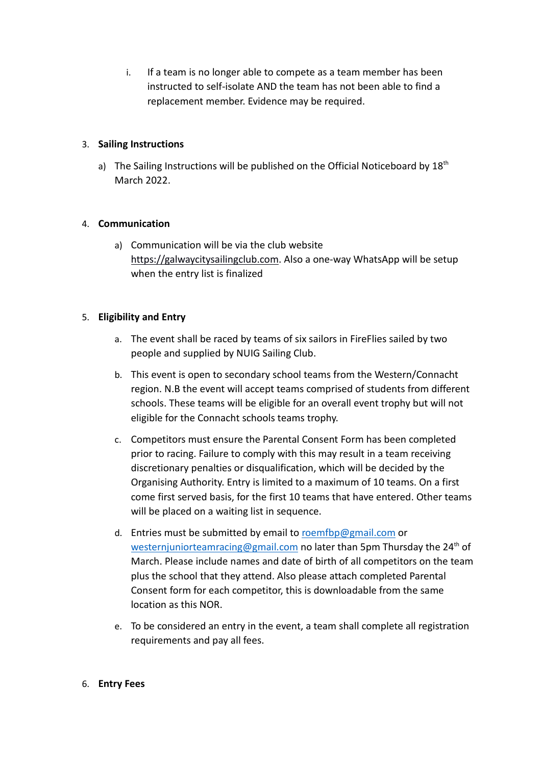i. If a team is no longer able to compete as a team member has been instructed to self-isolate AND the team has not been able to find a replacement member. Evidence may be required.

3. **Sailing Instructions**

    a) The Sailing Instructions will be published on the Official Noticeboard by 18th March 2022.

4. **Communication**

    a) Communication will be via the club website https://galwaycitysailingclub.com. Also a one-way WhatsApp will be setup when the entry list is finalized

5. **Eligibility and Entry**

    a. The event shall be raced by teams of six sailors in FireFlies sailed by two people and supplied by NUIG Sailing Club.

    b. This event is open to secondary school teams from the Western/Connacht region. N.B the event will accept teams comprised of students from different schools. These teams will be eligible for an overall event trophy but will not eligible for the Connacht schools teams trophy.

    c. Competitors must ensure the Parental Consent Form has been completed prior to racing. Failure to comply with this may result in a team receiving discretionary penalties or disqualification, which will be decided by the Organising Authority. Entry is limited to a maximum of 10 teams. On a first come first served basis, for the first 10 teams that have entered. Other teams will be placed on a waiting list in sequence.

    d. Entries must be submitted by email to roemfbp@gmail.com or westernjuniorteamracing@gmail.com no later than 5pm Thursday the 24th of March. Please include names and date of birth of all competitors on the team plus the school that they attend. Also please attach completed Parental Consent form for each competitor, this is downloadable from the same location as this NOR.

    e. To be considered an entry in the event, a team shall complete all registration requirements and pay all fees.

6. **Entry Fees**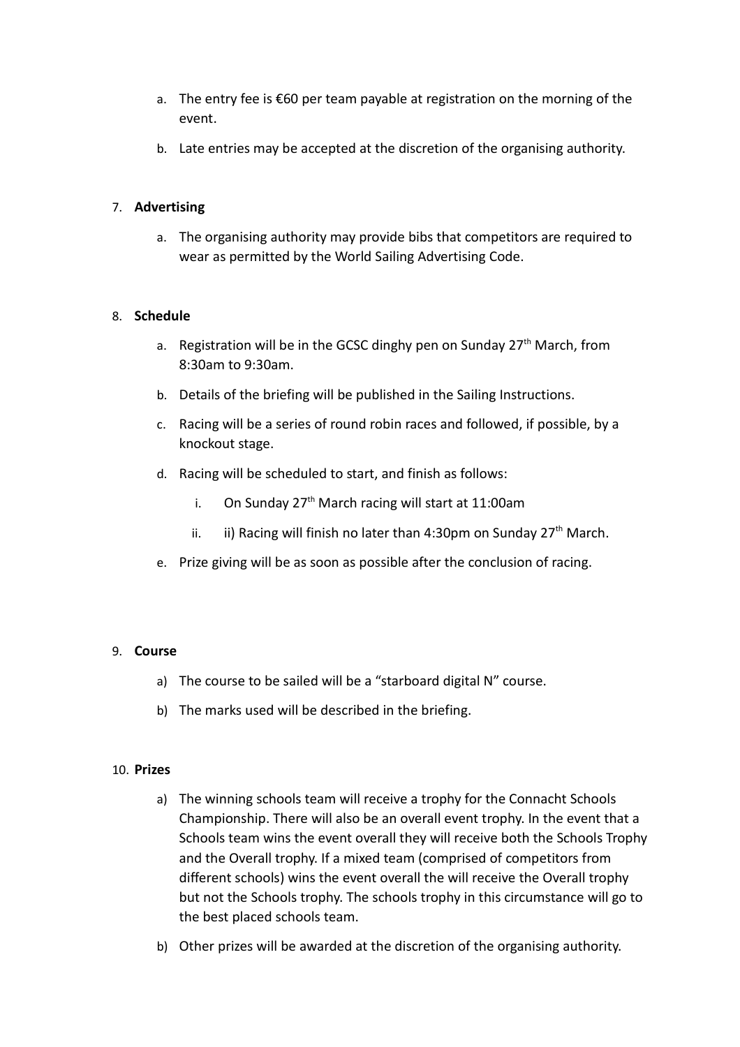a. The entry fee is €60 per team payable at registration on the morning of the event.

b. Late entries may be accepted at the discretion of the organising authority.

7. **Advertising**

   a. The organising authority may provide bibs that competitors are required to wear as permitted by the World Sailing Advertising Code.

8. **Schedule**

   a. Registration will be in the GCSC dinghy pen on Sunday 27th March, from 8:30am to 9:30am.

   b. Details of the briefing will be published in the Sailing Instructions.

   c. Racing will be a series of round robin races and followed, if possible, by a knockout stage.

   d. Racing will be scheduled to start, and finish as follows:

      i. On Sunday 27th March racing will start at 11:00am

      ii. ii) Racing will finish no later than 4:30pm on Sunday 27th March.

   e. Prize giving will be as soon as possible after the conclusion of racing.

9. **Course**

   a) The course to be sailed will be a "starboard digital N" course.

   b) The marks used will be described in the briefing.

10. **Prizes**

    a) The winning schools team will receive a trophy for the Connacht Schools Championship. There will also be an overall event trophy. In the event that a Schools team wins the event overall they will receive both the Schools Trophy and the Overall trophy. If a mixed team (comprised of competitors from different schools) wins the event overall the will receive the Overall trophy but not the Schools trophy. The schools trophy in this circumstance will go to the best placed schools team.

    b) Other prizes will be awarded at the discretion of the organising authority.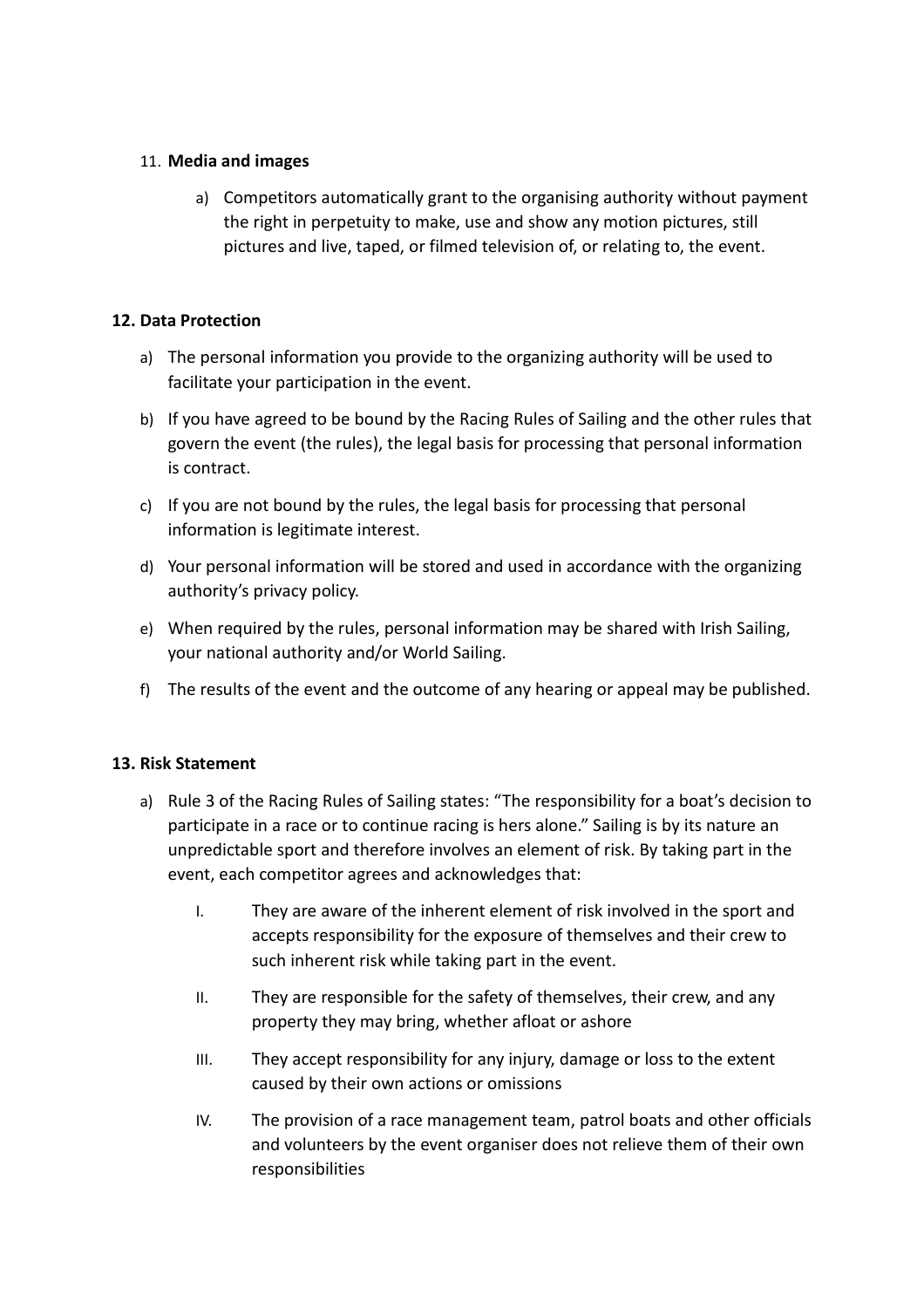## 11. **Media and images**

a) Competitors automatically grant to the organising authority without payment the right in perpetuity to make, use and show any motion pictures, still pictures and live, taped, or filmed television of, or relating to, the event.

## 12. Data Protection

a) The personal information you provide to the organizing authority will be used to facilitate your participation in the event.

b) If you have agreed to be bound by the Racing Rules of Sailing and the other rules that govern the event (the rules), the legal basis for processing that personal information is contract.

c) If you are not bound by the rules, the legal basis for processing that personal information is legitimate interest.

d) Your personal information will be stored and used in accordance with the organizing authority's privacy policy.

e) When required by the rules, personal information may be shared with Irish Sailing, your national authority and/or World Sailing.

f) The results of the event and the outcome of any hearing or appeal may be published.

## 13. Risk Statement

a) Rule 3 of the Racing Rules of Sailing states: "The responsibility for a boat's decision to participate in a race or to continue racing is hers alone." Sailing is by its nature an unpredictable sport and therefore involves an element of risk. By taking part in the event, each competitor agrees and acknowledges that:

   I. They are aware of the inherent element of risk involved in the sport and accepts responsibility for the exposure of themselves and their crew to such inherent risk while taking part in the event.

   II. They are responsible for the safety of themselves, their crew, and any property they may bring, whether afloat or ashore

   III. They accept responsibility for any injury, damage or loss to the extent caused by their own actions or omissions

   IV. The provision of a race management team, patrol boats and other officials and volunteers by the event organiser does not relieve them of their own responsibilities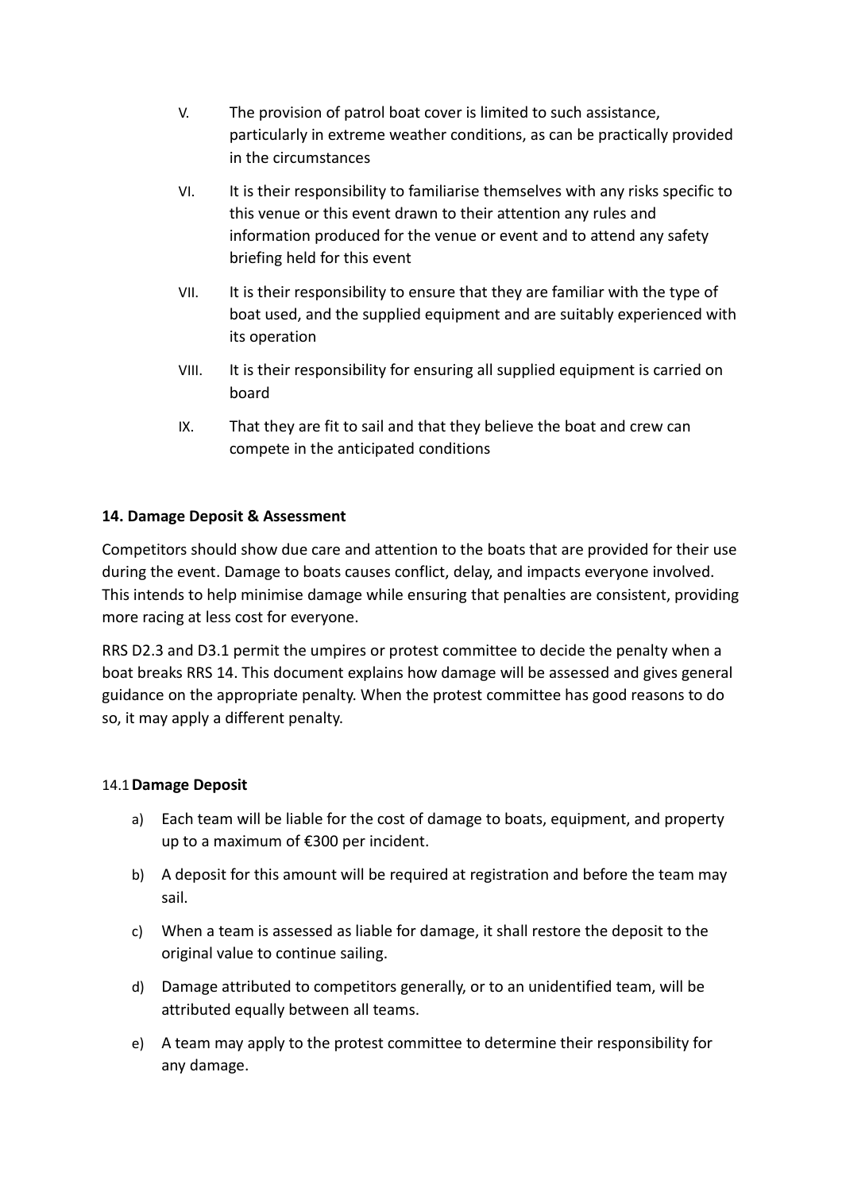V. The provision of patrol boat cover is limited to such assistance, particularly in extreme weather conditions, as can be practically provided in the circumstances

VI. It is their responsibility to familiarise themselves with any risks specific to this venue or this event drawn to their attention any rules and information produced for the venue or event and to attend any safety briefing held for this event

VII. It is their responsibility to ensure that they are familiar with the type of boat used, and the supplied equipment and are suitably experienced with its operation

VIII. It is their responsibility for ensuring all supplied equipment is carried on board

IX. That they are fit to sail and that they believe the boat and crew can compete in the anticipated conditions

## 14. Damage Deposit & Assessment

Competitors should show due care and attention to the boats that are provided for their use during the event. Damage to boats causes conflict, delay, and impacts everyone involved. This intends to help minimise damage while ensuring that penalties are consistent, providing more racing at less cost for everyone.

RRS D2.3 and D3.1 permit the umpires or protest committee to decide the penalty when a boat breaks RRS 14. This document explains how damage will be assessed and gives general guidance on the appropriate penalty. When the protest committee has good reasons to do so, it may apply a different penalty.

### 14.1 Damage Deposit

a) Each team will be liable for the cost of damage to boats, equipment, and property up to a maximum of €300 per incident.

b) A deposit for this amount will be required at registration and before the team may sail.

c) When a team is assessed as liable for damage, it shall restore the deposit to the original value to continue sailing.

d) Damage attributed to competitors generally, or to an unidentified team, will be attributed equally between all teams.

e) A team may apply to the protest committee to determine their responsibility for any damage.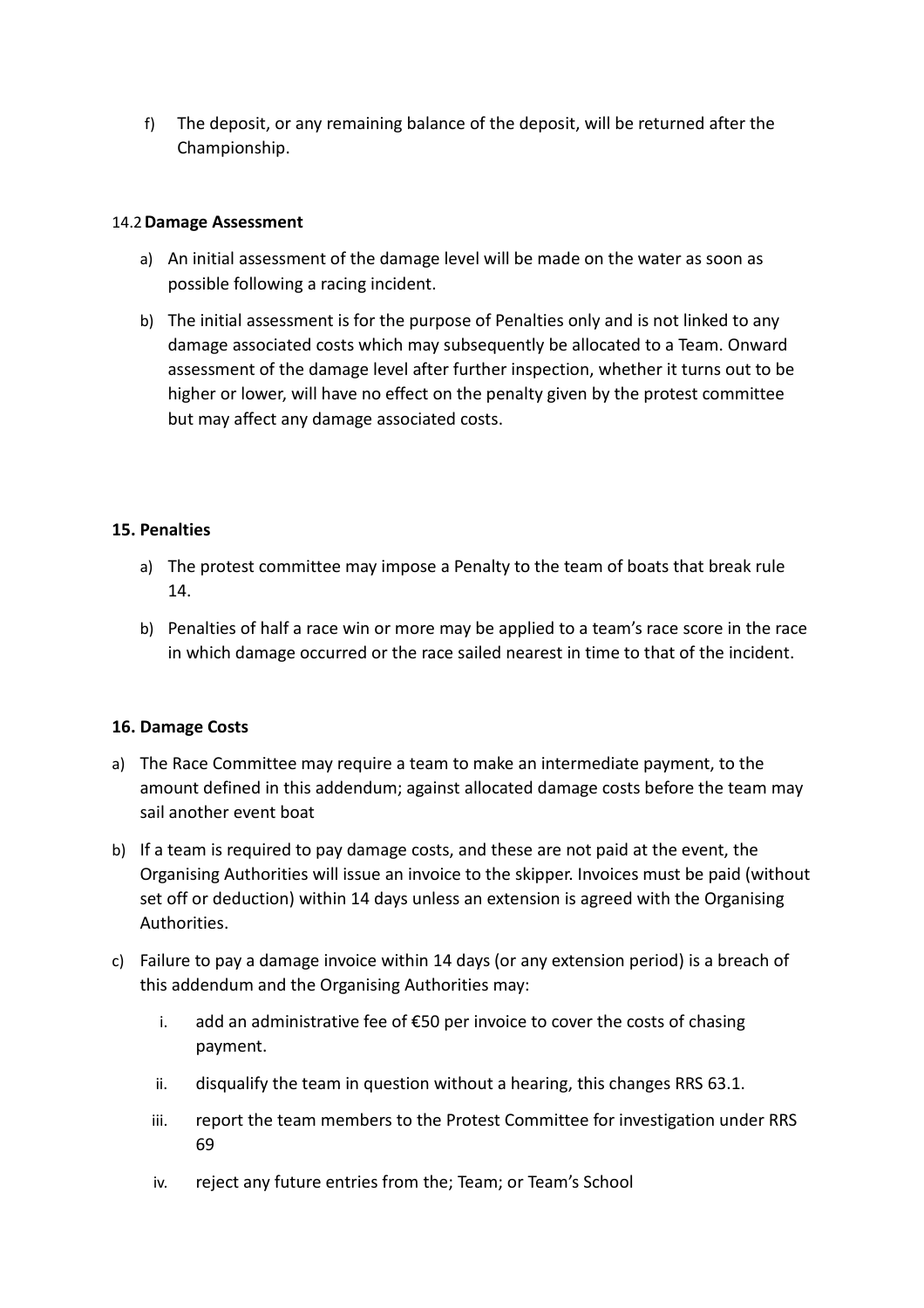f) The deposit, or any remaining balance of the deposit, will be returned after the Championship.

### 14.2 Damage Assessment

a) An initial assessment of the damage level will be made on the water as soon as possible following a racing incident.

b) The initial assessment is for the purpose of Penalties only and is not linked to any damage associated costs which may subsequently be allocated to a Team. Onward assessment of the damage level after further inspection, whether it turns out to be higher or lower, will have no effect on the penalty given by the protest committee but may affect any damage associated costs.

## 15. Penalties

a) The protest committee may impose a Penalty to the team of boats that break rule 14.

b) Penalties of half a race win or more may be applied to a team's race score in the race in which damage occurred or the race sailed nearest in time to that of the incident.

## 16. Damage Costs

a) The Race Committee may require a team to make an intermediate payment, to the amount defined in this addendum; against allocated damage costs before the team may sail another event boat

b) If a team is required to pay damage costs, and these are not paid at the event, the Organising Authorities will issue an invoice to the skipper. Invoices must be paid (without set off or deduction) within 14 days unless an extension is agreed with the Organising Authorities.

c) Failure to pay a damage invoice within 14 days (or any extension period) is a breach of this addendum and the Organising Authorities may:

   i. add an administrative fee of €50 per invoice to cover the costs of chasing payment.

   ii. disqualify the team in question without a hearing, this changes RRS 63.1.

   iii. report the team members to the Protest Committee for investigation under RRS 69

   iv. reject any future entries from the; Team; or Team's School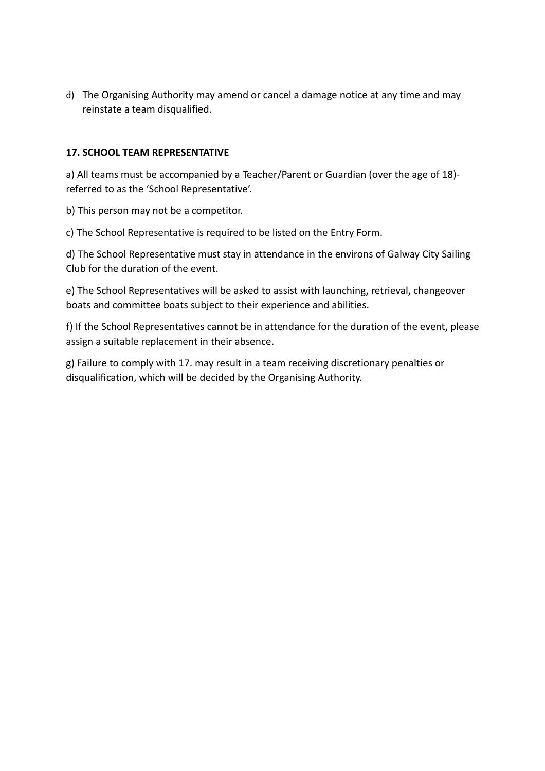d) The Organising Authority may amend or cancel a damage notice at any time and may reinstate a team disqualified.

**17. SCHOOL TEAM REPRESENTATIVE**

a) All teams must be accompanied by a Teacher/Parent or Guardian (over the age of 18)- referred to as the 'School Representative'.

b) This person may not be a competitor.

c) The School Representative is required to be listed on the Entry Form.

d) The School Representative must stay in attendance in the environs of Galway City Sailing Club for the duration of the event.

e) The School Representatives will be asked to assist with launching, retrieval, changeover boats and committee boats subject to their experience and abilities.

f) If the School Representatives cannot be in attendance for the duration of the event, please assign a suitable replacement in their absence.

g) Failure to comply with 17. may result in a team receiving discretionary penalties or disqualification, which will be decided by the Organising Authority.